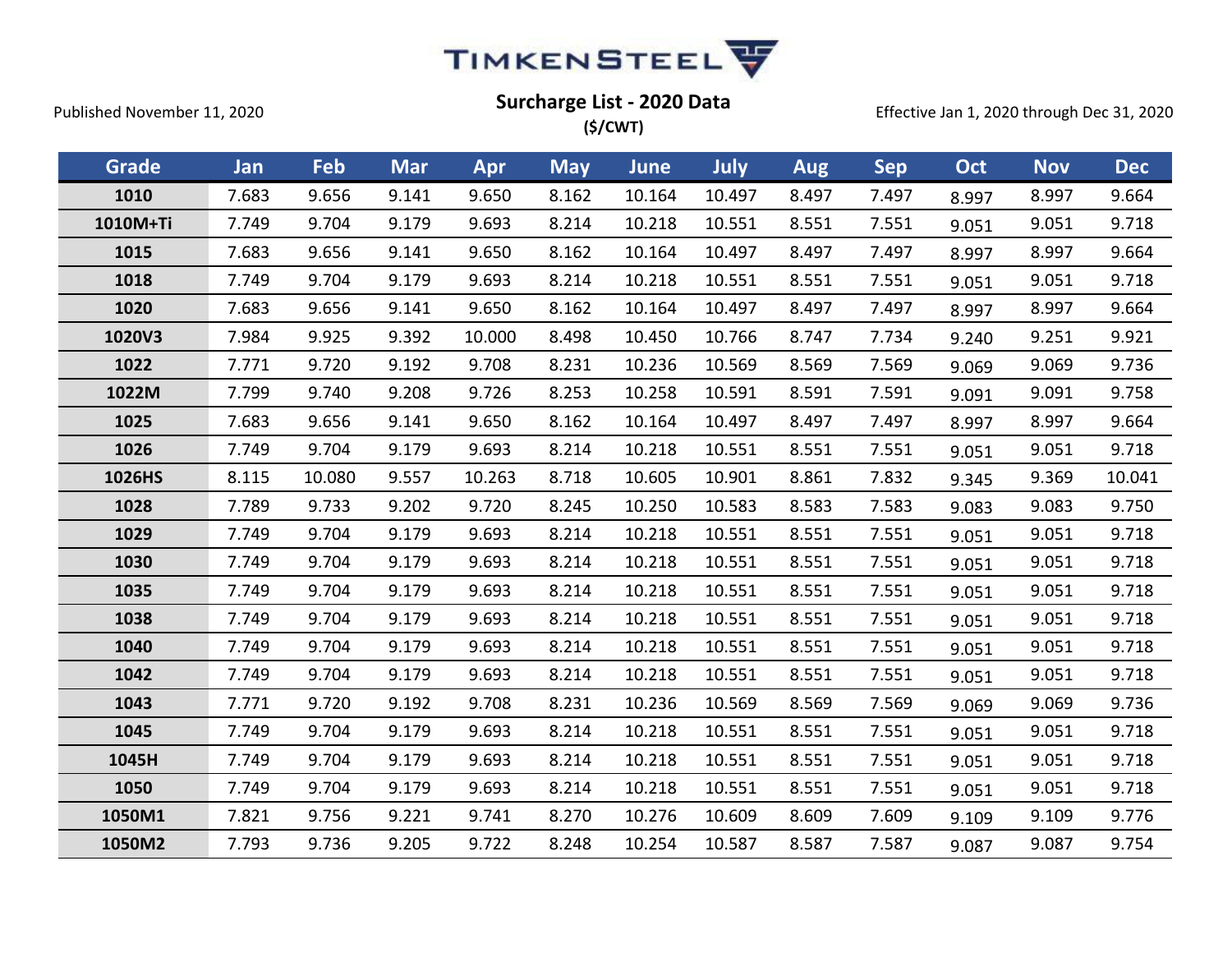# TimkenSteel

## Surcharge List - 2020 Data

**($/CWT)**

Published November 11, 2020

Effective Jan 1, 2020 through Dec 31, 2020

| Grade | Jan | Feb | Mar | Apr | May | June | July | Aug | Sep | Oct | Nov | Dec |
|---|---|---|---|---|---|---|---|---|---|---|---|---|
| **1010** | 7.683 | 9.656 | 9.141 | 9.650 | 8.162 | 10.164 | 10.497 | 8.497 | 7.497 | 8.997 | 8.997 | 9.664 |
| **1010M+Ti** | 7.749 | 9.704 | 9.179 | 9.693 | 8.214 | 10.218 | 10.551 | 8.551 | 7.551 | 9.051 | 9.051 | 9.718 |
| **1015** | 7.683 | 9.656 | 9.141 | 9.650 | 8.162 | 10.164 | 10.497 | 8.497 | 7.497 | 8.997 | 8.997 | 9.664 |
| **1018** | 7.749 | 9.704 | 9.179 | 9.693 | 8.214 | 10.218 | 10.551 | 8.551 | 7.551 | 9.051 | 9.051 | 9.718 |
| **1020** | 7.683 | 9.656 | 9.141 | 9.650 | 8.162 | 10.164 | 10.497 | 8.497 | 7.497 | 8.997 | 8.997 | 9.664 |
| **1020V3** | 7.984 | 9.925 | 9.392 | 10.000 | 8.498 | 10.450 | 10.766 | 8.747 | 7.734 | 9.240 | 9.251 | 9.921 |
| **1022** | 7.771 | 9.720 | 9.192 | 9.708 | 8.231 | 10.236 | 10.569 | 8.569 | 7.569 | 9.069 | 9.069 | 9.736 |
| **1022M** | 7.799 | 9.740 | 9.208 | 9.726 | 8.253 | 10.258 | 10.591 | 8.591 | 7.591 | 9.091 | 9.091 | 9.758 |
| **1025** | 7.683 | 9.656 | 9.141 | 9.650 | 8.162 | 10.164 | 10.497 | 8.497 | 7.497 | 8.997 | 8.997 | 9.664 |
| **1026** | 7.749 | 9.704 | 9.179 | 9.693 | 8.214 | 10.218 | 10.551 | 8.551 | 7.551 | 9.051 | 9.051 | 9.718 |
| **1026HS** | 8.115 | 10.080 | 9.557 | 10.263 | 8.718 | 10.605 | 10.901 | 8.861 | 7.832 | 9.345 | 9.369 | 10.041 |
| **1028** | 7.789 | 9.733 | 9.202 | 9.720 | 8.245 | 10.250 | 10.583 | 8.583 | 7.583 | 9.083 | 9.083 | 9.750 |
| **1029** | 7.749 | 9.704 | 9.179 | 9.693 | 8.214 | 10.218 | 10.551 | 8.551 | 7.551 | 9.051 | 9.051 | 9.718 |
| **1030** | 7.749 | 9.704 | 9.179 | 9.693 | 8.214 | 10.218 | 10.551 | 8.551 | 7.551 | 9.051 | 9.051 | 9.718 |
| **1035** | 7.749 | 9.704 | 9.179 | 9.693 | 8.214 | 10.218 | 10.551 | 8.551 | 7.551 | 9.051 | 9.051 | 9.718 |
| **1038** | 7.749 | 9.704 | 9.179 | 9.693 | 8.214 | 10.218 | 10.551 | 8.551 | 7.551 | 9.051 | 9.051 | 9.718 |
| **1040** | 7.749 | 9.704 | 9.179 | 9.693 | 8.214 | 10.218 | 10.551 | 8.551 | 7.551 | 9.051 | 9.051 | 9.718 |
| **1042** | 7.749 | 9.704 | 9.179 | 9.693 | 8.214 | 10.218 | 10.551 | 8.551 | 7.551 | 9.051 | 9.051 | 9.718 |
| **1043** | 7.771 | 9.720 | 9.192 | 9.708 | 8.231 | 10.236 | 10.569 | 8.569 | 7.569 | 9.069 | 9.069 | 9.736 |
| **1045** | 7.749 | 9.704 | 9.179 | 9.693 | 8.214 | 10.218 | 10.551 | 8.551 | 7.551 | 9.051 | 9.051 | 9.718 |
| **1045H** | 7.749 | 9.704 | 9.179 | 9.693 | 8.214 | 10.218 | 10.551 | 8.551 | 7.551 | 9.051 | 9.051 | 9.718 |
| **1050** | 7.749 | 9.704 | 9.179 | 9.693 | 8.214 | 10.218 | 10.551 | 8.551 | 7.551 | 9.051 | 9.051 | 9.718 |
| **1050M1** | 7.821 | 9.756 | 9.221 | 9.741 | 8.270 | 10.276 | 10.609 | 8.609 | 7.609 | 9.109 | 9.109 | 9.776 |
| **1050M2** | 7.793 | 9.736 | 9.205 | 9.722 | 8.248 | 10.254 | 10.587 | 8.587 | 7.587 | 9.087 | 9.087 | 9.754 |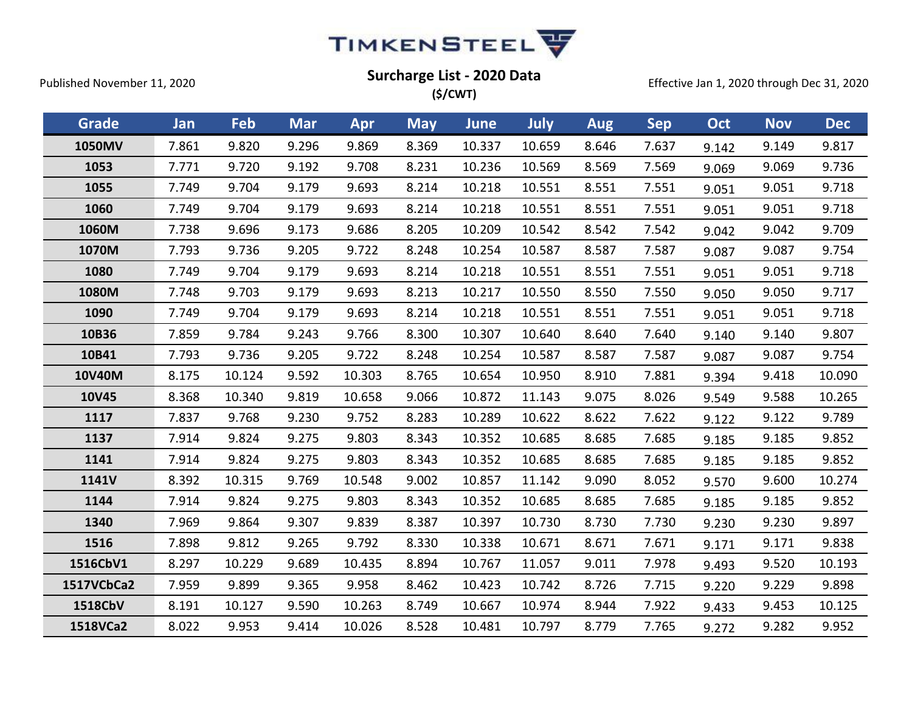TIMKENSTEEL

Published November 11, 2020

## Surcharge List - 2020 Data

**($/CWT)**

Effective Jan 1, 2020 through Dec 31, 2020

| Grade | Jan | Feb | Mar | Apr | May | June | July | Aug | Sep | Oct | Nov | Dec |
|---|---|---|---|---|---|---|---|---|---|---|---|---|
| 1050MV | 7.861 | 9.820 | 9.296 | 9.869 | 8.369 | 10.337 | 10.659 | 8.646 | 7.637 | 9.142 | 9.149 | 9.817 |
| 1053 | 7.771 | 9.720 | 9.192 | 9.708 | 8.231 | 10.236 | 10.569 | 8.569 | 7.569 | 9.069 | 9.069 | 9.736 |
| 1055 | 7.749 | 9.704 | 9.179 | 9.693 | 8.214 | 10.218 | 10.551 | 8.551 | 7.551 | 9.051 | 9.051 | 9.718 |
| 1060 | 7.749 | 9.704 | 9.179 | 9.693 | 8.214 | 10.218 | 10.551 | 8.551 | 7.551 | 9.051 | 9.051 | 9.718 |
| 1060M | 7.738 | 9.696 | 9.173 | 9.686 | 8.205 | 10.209 | 10.542 | 8.542 | 7.542 | 9.042 | 9.042 | 9.709 |
| 1070M | 7.793 | 9.736 | 9.205 | 9.722 | 8.248 | 10.254 | 10.587 | 8.587 | 7.587 | 9.087 | 9.087 | 9.754 |
| 1080 | 7.749 | 9.704 | 9.179 | 9.693 | 8.214 | 10.218 | 10.551 | 8.551 | 7.551 | 9.051 | 9.051 | 9.718 |
| 1080M | 7.748 | 9.703 | 9.179 | 9.693 | 8.213 | 10.217 | 10.550 | 8.550 | 7.550 | 9.050 | 9.050 | 9.717 |
| 1090 | 7.749 | 9.704 | 9.179 | 9.693 | 8.214 | 10.218 | 10.551 | 8.551 | 7.551 | 9.051 | 9.051 | 9.718 |
| 10B36 | 7.859 | 9.784 | 9.243 | 9.766 | 8.300 | 10.307 | 10.640 | 8.640 | 7.640 | 9.140 | 9.140 | 9.807 |
| 10B41 | 7.793 | 9.736 | 9.205 | 9.722 | 8.248 | 10.254 | 10.587 | 8.587 | 7.587 | 9.087 | 9.087 | 9.754 |
| 10V40M | 8.175 | 10.124 | 9.592 | 10.303 | 8.765 | 10.654 | 10.950 | 8.910 | 7.881 | 9.394 | 9.418 | 10.090 |
| 10V45 | 8.368 | 10.340 | 9.819 | 10.658 | 9.066 | 10.872 | 11.143 | 9.075 | 8.026 | 9.549 | 9.588 | 10.265 |
| 1117 | 7.837 | 9.768 | 9.230 | 9.752 | 8.283 | 10.289 | 10.622 | 8.622 | 7.622 | 9.122 | 9.122 | 9.789 |
| 1137 | 7.914 | 9.824 | 9.275 | 9.803 | 8.343 | 10.352 | 10.685 | 8.685 | 7.685 | 9.185 | 9.185 | 9.852 |
| 1141 | 7.914 | 9.824 | 9.275 | 9.803 | 8.343 | 10.352 | 10.685 | 8.685 | 7.685 | 9.185 | 9.185 | 9.852 |
| 1141V | 8.392 | 10.315 | 9.769 | 10.548 | 9.002 | 10.857 | 11.142 | 9.090 | 8.052 | 9.570 | 9.600 | 10.274 |
| 1144 | 7.914 | 9.824 | 9.275 | 9.803 | 8.343 | 10.352 | 10.685 | 8.685 | 7.685 | 9.185 | 9.185 | 9.852 |
| 1340 | 7.969 | 9.864 | 9.307 | 9.839 | 8.387 | 10.397 | 10.730 | 8.730 | 7.730 | 9.230 | 9.230 | 9.897 |
| 1516 | 7.898 | 9.812 | 9.265 | 9.792 | 8.330 | 10.338 | 10.671 | 8.671 | 7.671 | 9.171 | 9.171 | 9.838 |
| 1516CbV1 | 8.297 | 10.229 | 9.689 | 10.435 | 8.894 | 10.767 | 11.057 | 9.011 | 7.978 | 9.493 | 9.520 | 10.193 |
| 1517VCbCa2 | 7.959 | 9.899 | 9.365 | 9.958 | 8.462 | 10.423 | 10.742 | 8.726 | 7.715 | 9.220 | 9.229 | 9.898 |
| 1518CbV | 8.191 | 10.127 | 9.590 | 10.263 | 8.749 | 10.667 | 10.974 | 8.944 | 7.922 | 9.433 | 9.453 | 10.125 |
| 1518VCa2 | 8.022 | 9.953 | 9.414 | 10.026 | 8.528 | 10.481 | 10.797 | 8.779 | 7.765 | 9.272 | 9.282 | 9.952 |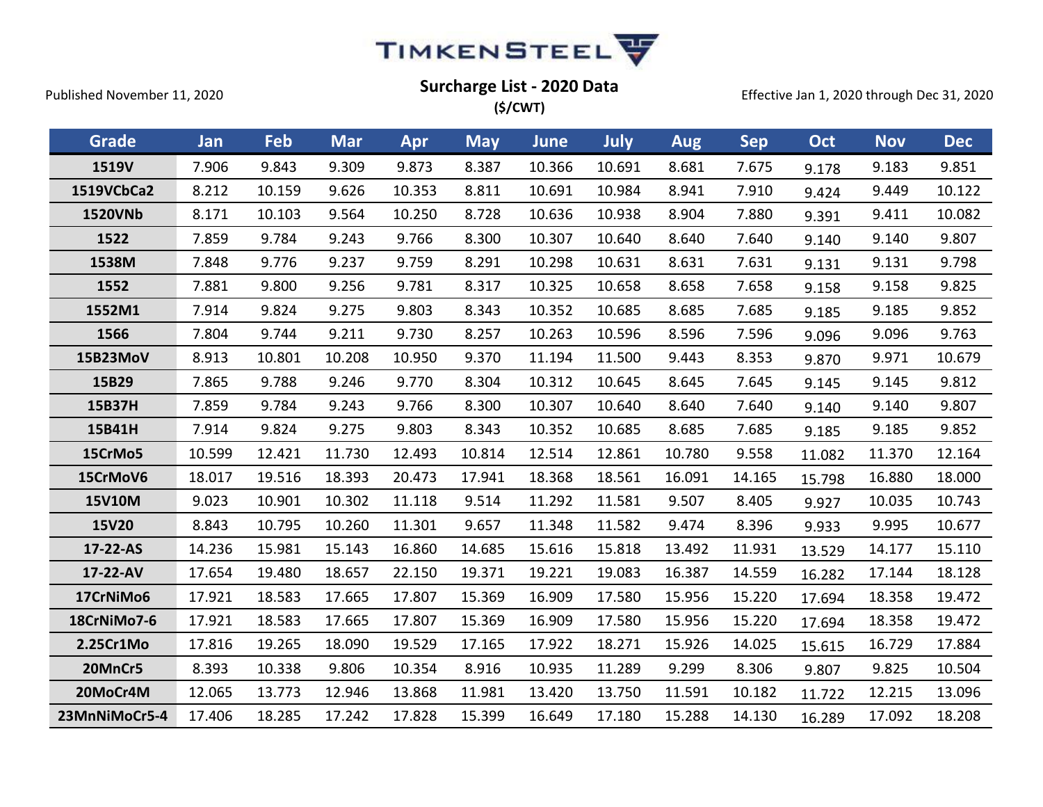TIMKENSTEEL

Published November 11, 2020

**Surcharge List - 2020 Data**
**($/CWT)**

Effective Jan 1, 2020 through Dec 31, 2020

| Grade | Jan | Feb | Mar | Apr | May | June | July | Aug | Sep | Oct | Nov | Dec |
|---|---|---|---|---|---|---|---|---|---|---|---|---|
| **1519V** | 7.906 | 9.843 | 9.309 | 9.873 | 8.387 | 10.366 | 10.691 | 8.681 | 7.675 | 9.178 | 9.183 | 9.851 |
| **1519VCbCa2** | 8.212 | 10.159 | 9.626 | 10.353 | 8.811 | 10.691 | 10.984 | 8.941 | 7.910 | 9.424 | 9.449 | 10.122 |
| **1520VNb** | 8.171 | 10.103 | 9.564 | 10.250 | 8.728 | 10.636 | 10.938 | 8.904 | 7.880 | 9.391 | 9.411 | 10.082 |
| **1522** | 7.859 | 9.784 | 9.243 | 9.766 | 8.300 | 10.307 | 10.640 | 8.640 | 7.640 | 9.140 | 9.140 | 9.807 |
| **1538M** | 7.848 | 9.776 | 9.237 | 9.759 | 8.291 | 10.298 | 10.631 | 8.631 | 7.631 | 9.131 | 9.131 | 9.798 |
| **1552** | 7.881 | 9.800 | 9.256 | 9.781 | 8.317 | 10.325 | 10.658 | 8.658 | 7.658 | 9.158 | 9.158 | 9.825 |
| **1552M1** | 7.914 | 9.824 | 9.275 | 9.803 | 8.343 | 10.352 | 10.685 | 8.685 | 7.685 | 9.185 | 9.185 | 9.852 |
| **1566** | 7.804 | 9.744 | 9.211 | 9.730 | 8.257 | 10.263 | 10.596 | 8.596 | 7.596 | 9.096 | 9.096 | 9.763 |
| **15B23MoV** | 8.913 | 10.801 | 10.208 | 10.950 | 9.370 | 11.194 | 11.500 | 9.443 | 8.353 | 9.870 | 9.971 | 10.679 |
| **15B29** | 7.865 | 9.788 | 9.246 | 9.770 | 8.304 | 10.312 | 10.645 | 8.645 | 7.645 | 9.145 | 9.145 | 9.812 |
| **15B37H** | 7.859 | 9.784 | 9.243 | 9.766 | 8.300 | 10.307 | 10.640 | 8.640 | 7.640 | 9.140 | 9.140 | 9.807 |
| **15B41H** | 7.914 | 9.824 | 9.275 | 9.803 | 8.343 | 10.352 | 10.685 | 8.685 | 7.685 | 9.185 | 9.185 | 9.852 |
| **15CrMo5** | 10.599 | 12.421 | 11.730 | 12.493 | 10.814 | 12.514 | 12.861 | 10.780 | 9.558 | 11.082 | 11.370 | 12.164 |
| **15CrMoV6** | 18.017 | 19.516 | 18.393 | 20.473 | 17.941 | 18.368 | 18.561 | 16.091 | 14.165 | 15.798 | 16.880 | 18.000 |
| **15V10M** | 9.023 | 10.901 | 10.302 | 11.118 | 9.514 | 11.292 | 11.581 | 9.507 | 8.405 | 9.927 | 10.035 | 10.743 |
| **15V20** | 8.843 | 10.795 | 10.260 | 11.301 | 9.657 | 11.348 | 11.582 | 9.474 | 8.396 | 9.933 | 9.995 | 10.677 |
| **17-22-AS** | 14.236 | 15.981 | 15.143 | 16.860 | 14.685 | 15.616 | 15.818 | 13.492 | 11.931 | 13.529 | 14.177 | 15.110 |
| **17-22-AV** | 17.654 | 19.480 | 18.657 | 22.150 | 19.371 | 19.221 | 19.083 | 16.387 | 14.559 | 16.282 | 17.144 | 18.128 |
| **17CrNiMo6** | 17.921 | 18.583 | 17.665 | 17.807 | 15.369 | 16.909 | 17.580 | 15.956 | 15.220 | 17.694 | 18.358 | 19.472 |
| **18CrNiMo7-6** | 17.921 | 18.583 | 17.665 | 17.807 | 15.369 | 16.909 | 17.580 | 15.956 | 15.220 | 17.694 | 18.358 | 19.472 |
| **2.25Cr1Mo** | 17.816 | 19.265 | 18.090 | 19.529 | 17.165 | 17.922 | 18.271 | 15.926 | 14.025 | 15.615 | 16.729 | 17.884 |
| **20MnCr5** | 8.393 | 10.338 | 9.806 | 10.354 | 8.916 | 10.935 | 11.289 | 9.299 | 8.306 | 9.807 | 9.825 | 10.504 |
| **20MoCr4M** | 12.065 | 13.773 | 12.946 | 13.868 | 11.981 | 13.420 | 13.750 | 11.591 | 10.182 | 11.722 | 12.215 | 13.096 |
| **23MnNiMoCr5-4** | 17.406 | 18.285 | 17.242 | 17.828 | 15.399 | 16.649 | 17.180 | 15.288 | 14.130 | 16.289 | 17.092 | 18.208 |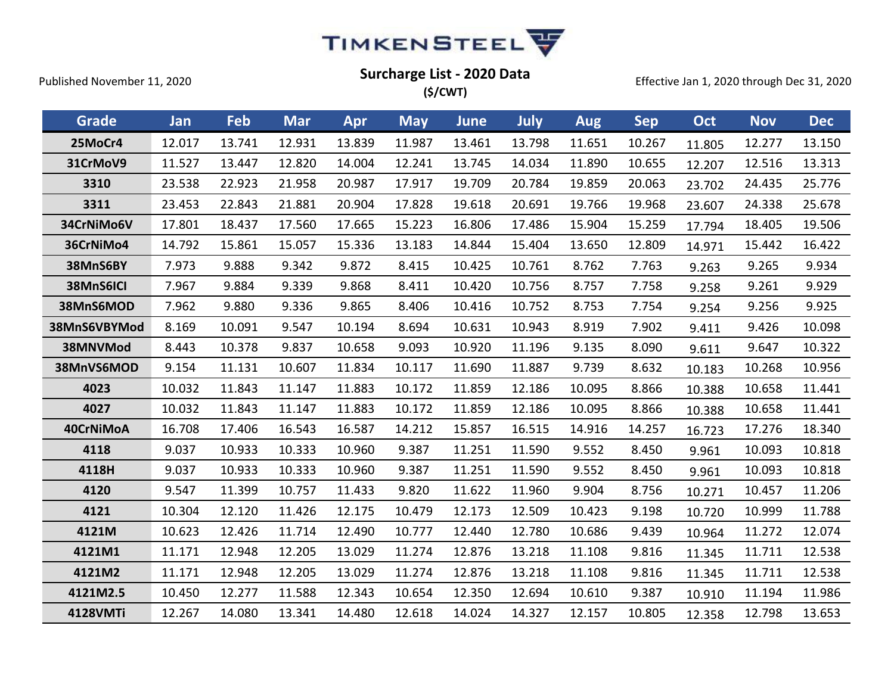TIMKENSTEEL

Published November 11, 2020

## Surcharge List - 2020 Data
**($/CWT)**

Effective Jan 1, 2020 through Dec 31, 2020

| Grade | Jan | Feb | Mar | Apr | May | June | July | Aug | Sep | Oct | Nov | Dec |
|---|---|---|---|---|---|---|---|---|---|---|---|---|
| 25MoCr4 | 12.017 | 13.741 | 12.931 | 13.839 | 11.987 | 13.461 | 13.798 | 11.651 | 10.267 | 11.805 | 12.277 | 13.150 |
| 31CrMoV9 | 11.527 | 13.447 | 12.820 | 14.004 | 12.241 | 13.745 | 14.034 | 11.890 | 10.655 | 12.207 | 12.516 | 13.313 |
| 3310 | 23.538 | 22.923 | 21.958 | 20.987 | 17.917 | 19.709 | 20.784 | 19.859 | 20.063 | 23.702 | 24.435 | 25.776 |
| 3311 | 23.453 | 22.843 | 21.881 | 20.904 | 17.828 | 19.618 | 20.691 | 19.766 | 19.968 | 23.607 | 24.338 | 25.678 |
| 34CrNiMo6V | 17.801 | 18.437 | 17.560 | 17.665 | 15.223 | 16.806 | 17.486 | 15.904 | 15.259 | 17.794 | 18.405 | 19.506 |
| 36CrNiMo4 | 14.792 | 15.861 | 15.057 | 15.336 | 13.183 | 14.844 | 15.404 | 13.650 | 12.809 | 14.971 | 15.442 | 16.422 |
| 38MnS6BY | 7.973 | 9.888 | 9.342 | 9.872 | 8.415 | 10.425 | 10.761 | 8.762 | 7.763 | 9.263 | 9.265 | 9.934 |
| 38MnS6ICI | 7.967 | 9.884 | 9.339 | 9.868 | 8.411 | 10.420 | 10.756 | 8.757 | 7.758 | 9.258 | 9.261 | 9.929 |
| 38MnS6MOD | 7.962 | 9.880 | 9.336 | 9.865 | 8.406 | 10.416 | 10.752 | 8.753 | 7.754 | 9.254 | 9.256 | 9.925 |
| 38MnS6VBYMod | 8.169 | 10.091 | 9.547 | 10.194 | 8.694 | 10.631 | 10.943 | 8.919 | 7.902 | 9.411 | 9.426 | 10.098 |
| 38MNVMod | 8.443 | 10.378 | 9.837 | 10.658 | 9.093 | 10.920 | 11.196 | 9.135 | 8.090 | 9.611 | 9.647 | 10.322 |
| 38MnVS6MOD | 9.154 | 11.131 | 10.607 | 11.834 | 10.117 | 11.690 | 11.887 | 9.739 | 8.632 | 10.183 | 10.268 | 10.956 |
| 4023 | 10.032 | 11.843 | 11.147 | 11.883 | 10.172 | 11.859 | 12.186 | 10.095 | 8.866 | 10.388 | 10.658 | 11.441 |
| 4027 | 10.032 | 11.843 | 11.147 | 11.883 | 10.172 | 11.859 | 12.186 | 10.095 | 8.866 | 10.388 | 10.658 | 11.441 |
| 40CrNiMoA | 16.708 | 17.406 | 16.543 | 16.587 | 14.212 | 15.857 | 16.515 | 14.916 | 14.257 | 16.723 | 17.276 | 18.340 |
| 4118 | 9.037 | 10.933 | 10.333 | 10.960 | 9.387 | 11.251 | 11.590 | 9.552 | 8.450 | 9.961 | 10.093 | 10.818 |
| 4118H | 9.037 | 10.933 | 10.333 | 10.960 | 9.387 | 11.251 | 11.590 | 9.552 | 8.450 | 9.961 | 10.093 | 10.818 |
| 4120 | 9.547 | 11.399 | 10.757 | 11.433 | 9.820 | 11.622 | 11.960 | 9.904 | 8.756 | 10.271 | 10.457 | 11.206 |
| 4121 | 10.304 | 12.120 | 11.426 | 12.175 | 10.479 | 12.173 | 12.509 | 10.423 | 9.198 | 10.720 | 10.999 | 11.788 |
| 4121M | 10.623 | 12.426 | 11.714 | 12.490 | 10.777 | 12.440 | 12.780 | 10.686 | 9.439 | 10.964 | 11.272 | 12.074 |
| 4121M1 | 11.171 | 12.948 | 12.205 | 13.029 | 11.274 | 12.876 | 13.218 | 11.108 | 9.816 | 11.345 | 11.711 | 12.538 |
| 4121M2 | 11.171 | 12.948 | 12.205 | 13.029 | 11.274 | 12.876 | 13.218 | 11.108 | 9.816 | 11.345 | 11.711 | 12.538 |
| 4121M2.5 | 10.450 | 12.277 | 11.588 | 12.343 | 10.654 | 12.350 | 12.694 | 10.610 | 9.387 | 10.910 | 11.194 | 11.986 |
| 4128VMTi | 12.267 | 14.080 | 13.341 | 14.480 | 12.618 | 14.024 | 14.327 | 12.157 | 10.805 | 12.358 | 12.798 | 13.653 |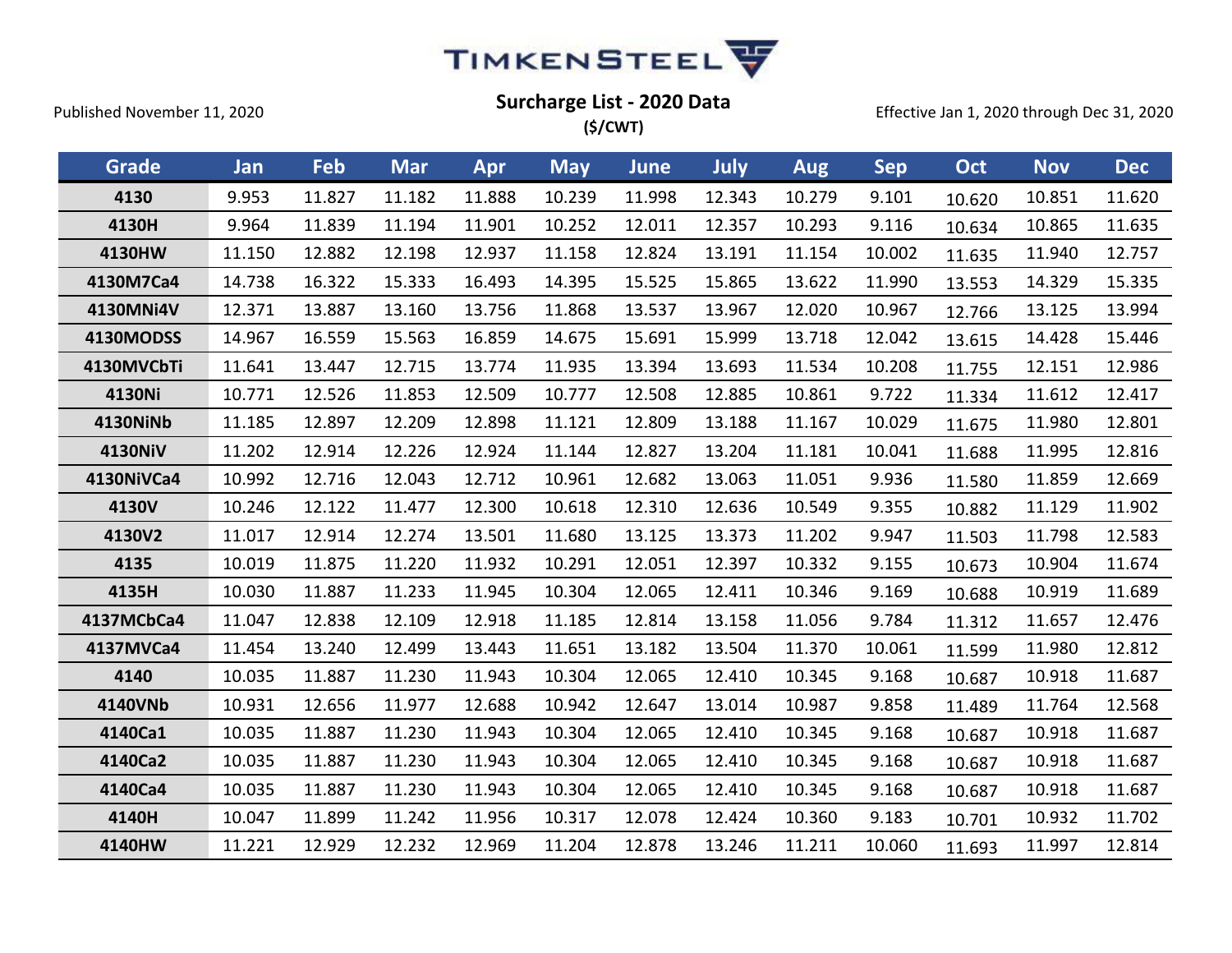TIMKENSTEEL

Published November 11, 2020

## Surcharge List - 2020 Data

**($/CWT)**

Effective Jan 1, 2020 through Dec 31, 2020

| Grade | Jan | Feb | Mar | Apr | May | June | July | Aug | Sep | Oct | Nov | Dec |
|---|---|---|---|---|---|---|---|---|---|---|---|---|
| 4130 | 9.953 | 11.827 | 11.182 | 11.888 | 10.239 | 11.998 | 12.343 | 10.279 | 9.101 | 10.620 | 10.851 | 11.620 |
| 4130H | 9.964 | 11.839 | 11.194 | 11.901 | 10.252 | 12.011 | 12.357 | 10.293 | 9.116 | 10.634 | 10.865 | 11.635 |
| 4130HW | 11.150 | 12.882 | 12.198 | 12.937 | 11.158 | 12.824 | 13.191 | 11.154 | 10.002 | 11.635 | 11.940 | 12.757 |
| 4130M7Ca4 | 14.738 | 16.322 | 15.333 | 16.493 | 14.395 | 15.525 | 15.865 | 13.622 | 11.990 | 13.553 | 14.329 | 15.335 |
| 4130MNi4V | 12.371 | 13.887 | 13.160 | 13.756 | 11.868 | 13.537 | 13.967 | 12.020 | 10.967 | 12.766 | 13.125 | 13.994 |
| 4130MODSS | 14.967 | 16.559 | 15.563 | 16.859 | 14.675 | 15.691 | 15.999 | 13.718 | 12.042 | 13.615 | 14.428 | 15.446 |
| 4130MVCbTi | 11.641 | 13.447 | 12.715 | 13.774 | 11.935 | 13.394 | 13.693 | 11.534 | 10.208 | 11.755 | 12.151 | 12.986 |
| 4130Ni | 10.771 | 12.526 | 11.853 | 12.509 | 10.777 | 12.508 | 12.885 | 10.861 | 9.722 | 11.334 | 11.612 | 12.417 |
| 4130NiNb | 11.185 | 12.897 | 12.209 | 12.898 | 11.121 | 12.809 | 13.188 | 11.167 | 10.029 | 11.675 | 11.980 | 12.801 |
| 4130NiV | 11.202 | 12.914 | 12.226 | 12.924 | 11.144 | 12.827 | 13.204 | 11.181 | 10.041 | 11.688 | 11.995 | 12.816 |
| 4130NiVCa4 | 10.992 | 12.716 | 12.043 | 12.712 | 10.961 | 12.682 | 13.063 | 11.051 | 9.936 | 11.580 | 11.859 | 12.669 |
| 4130V | 10.246 | 12.122 | 11.477 | 12.300 | 10.618 | 12.310 | 12.636 | 10.549 | 9.355 | 10.882 | 11.129 | 11.902 |
| 4130V2 | 11.017 | 12.914 | 12.274 | 13.501 | 11.680 | 13.125 | 13.373 | 11.202 | 9.947 | 11.503 | 11.798 | 12.583 |
| 4135 | 10.019 | 11.875 | 11.220 | 11.932 | 10.291 | 12.051 | 12.397 | 10.332 | 9.155 | 10.673 | 10.904 | 11.674 |
| 4135H | 10.030 | 11.887 | 11.233 | 11.945 | 10.304 | 12.065 | 12.411 | 10.346 | 9.169 | 10.688 | 10.919 | 11.689 |
| 4137MCbCa4 | 11.047 | 12.838 | 12.109 | 12.918 | 11.185 | 12.814 | 13.158 | 11.056 | 9.784 | 11.312 | 11.657 | 12.476 |
| 4137MVCa4 | 11.454 | 13.240 | 12.499 | 13.443 | 11.651 | 13.182 | 13.504 | 11.370 | 10.061 | 11.599 | 11.980 | 12.812 |
| 4140 | 10.035 | 11.887 | 11.230 | 11.943 | 10.304 | 12.065 | 12.410 | 10.345 | 9.168 | 10.687 | 10.918 | 11.687 |
| 4140VNb | 10.931 | 12.656 | 11.977 | 12.688 | 10.942 | 12.647 | 13.014 | 10.987 | 9.858 | 11.489 | 11.764 | 12.568 |
| 4140Ca1 | 10.035 | 11.887 | 11.230 | 11.943 | 10.304 | 12.065 | 12.410 | 10.345 | 9.168 | 10.687 | 10.918 | 11.687 |
| 4140Ca2 | 10.035 | 11.887 | 11.230 | 11.943 | 10.304 | 12.065 | 12.410 | 10.345 | 9.168 | 10.687 | 10.918 | 11.687 |
| 4140Ca4 | 10.035 | 11.887 | 11.230 | 11.943 | 10.304 | 12.065 | 12.410 | 10.345 | 9.168 | 10.687 | 10.918 | 11.687 |
| 4140H | 10.047 | 11.899 | 11.242 | 11.956 | 10.317 | 12.078 | 12.424 | 10.360 | 9.183 | 10.701 | 10.932 | 11.702 |
| 4140HW | 11.221 | 12.929 | 12.232 | 12.969 | 11.204 | 12.878 | 13.246 | 11.211 | 10.060 | 11.693 | 11.997 | 12.814 |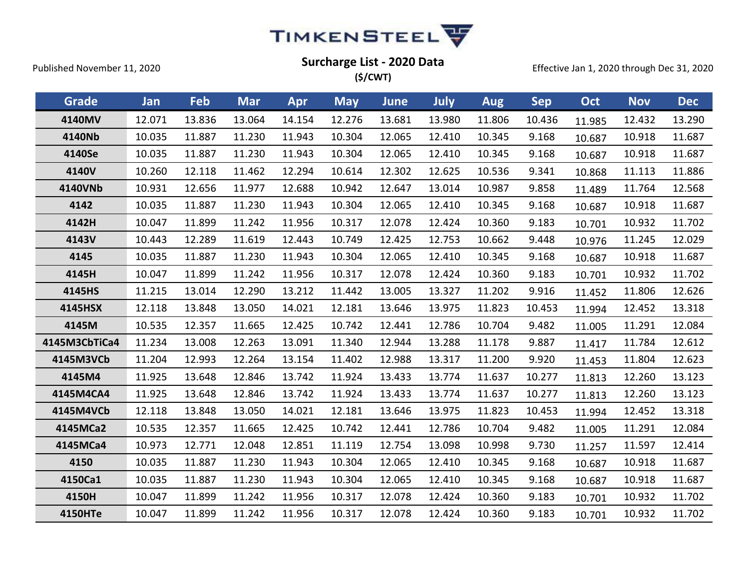TIMKENSTEEL

Published November 11, 2020

## Surcharge List - 2020 Data

($/CWT)

Effective Jan 1, 2020 through Dec 31, 2020

| Grade | Jan | Feb | Mar | Apr | May | June | July | Aug | Sep | Oct | Nov | Dec |
|---|---|---|---|---|---|---|---|---|---|---|---|---|
| 4140MV | 12.071 | 13.836 | 13.064 | 14.154 | 12.276 | 13.681 | 13.980 | 11.806 | 10.436 | 11.985 | 12.432 | 13.290 |
| 4140Nb | 10.035 | 11.887 | 11.230 | 11.943 | 10.304 | 12.065 | 12.410 | 10.345 | 9.168 | 10.687 | 10.918 | 11.687 |
| 4140Se | 10.035 | 11.887 | 11.230 | 11.943 | 10.304 | 12.065 | 12.410 | 10.345 | 9.168 | 10.687 | 10.918 | 11.687 |
| 4140V | 10.260 | 12.118 | 11.462 | 12.294 | 10.614 | 12.302 | 12.625 | 10.536 | 9.341 | 10.868 | 11.113 | 11.886 |
| 4140VNb | 10.931 | 12.656 | 11.977 | 12.688 | 10.942 | 12.647 | 13.014 | 10.987 | 9.858 | 11.489 | 11.764 | 12.568 |
| 4142 | 10.035 | 11.887 | 11.230 | 11.943 | 10.304 | 12.065 | 12.410 | 10.345 | 9.168 | 10.687 | 10.918 | 11.687 |
| 4142H | 10.047 | 11.899 | 11.242 | 11.956 | 10.317 | 12.078 | 12.424 | 10.360 | 9.183 | 10.701 | 10.932 | 11.702 |
| 4143V | 10.443 | 12.289 | 11.619 | 12.443 | 10.749 | 12.425 | 12.753 | 10.662 | 9.448 | 10.976 | 11.245 | 12.029 |
| 4145 | 10.035 | 11.887 | 11.230 | 11.943 | 10.304 | 12.065 | 12.410 | 10.345 | 9.168 | 10.687 | 10.918 | 11.687 |
| 4145H | 10.047 | 11.899 | 11.242 | 11.956 | 10.317 | 12.078 | 12.424 | 10.360 | 9.183 | 10.701 | 10.932 | 11.702 |
| 4145HS | 11.215 | 13.014 | 12.290 | 13.212 | 11.442 | 13.005 | 13.327 | 11.202 | 9.916 | 11.452 | 11.806 | 12.626 |
| 4145HSX | 12.118 | 13.848 | 13.050 | 14.021 | 12.181 | 13.646 | 13.975 | 11.823 | 10.453 | 11.994 | 12.452 | 13.318 |
| 4145M | 10.535 | 12.357 | 11.665 | 12.425 | 10.742 | 12.441 | 12.786 | 10.704 | 9.482 | 11.005 | 11.291 | 12.084 |
| 4145M3CbTiCa4 | 11.234 | 13.008 | 12.263 | 13.091 | 11.340 | 12.944 | 13.288 | 11.178 | 9.887 | 11.417 | 11.784 | 12.612 |
| 4145M3VCb | 11.204 | 12.993 | 12.264 | 13.154 | 11.402 | 12.988 | 13.317 | 11.200 | 9.920 | 11.453 | 11.804 | 12.623 |
| 4145M4 | 11.925 | 13.648 | 12.846 | 13.742 | 11.924 | 13.433 | 13.774 | 11.637 | 10.277 | 11.813 | 12.260 | 13.123 |
| 4145M4CA4 | 11.925 | 13.648 | 12.846 | 13.742 | 11.924 | 13.433 | 13.774 | 11.637 | 10.277 | 11.813 | 12.260 | 13.123 |
| 4145M4VCb | 12.118 | 13.848 | 13.050 | 14.021 | 12.181 | 13.646 | 13.975 | 11.823 | 10.453 | 11.994 | 12.452 | 13.318 |
| 4145MCa2 | 10.535 | 12.357 | 11.665 | 12.425 | 10.742 | 12.441 | 12.786 | 10.704 | 9.482 | 11.005 | 11.291 | 12.084 |
| 4145MCa4 | 10.973 | 12.771 | 12.048 | 12.851 | 11.119 | 12.754 | 13.098 | 10.998 | 9.730 | 11.257 | 11.597 | 12.414 |
| 4150 | 10.035 | 11.887 | 11.230 | 11.943 | 10.304 | 12.065 | 12.410 | 10.345 | 9.168 | 10.687 | 10.918 | 11.687 |
| 4150Ca1 | 10.035 | 11.887 | 11.230 | 11.943 | 10.304 | 12.065 | 12.410 | 10.345 | 9.168 | 10.687 | 10.918 | 11.687 |
| 4150H | 10.047 | 11.899 | 11.242 | 11.956 | 10.317 | 12.078 | 12.424 | 10.360 | 9.183 | 10.701 | 10.932 | 11.702 |
| 4150HTe | 10.047 | 11.899 | 11.242 | 11.956 | 10.317 | 12.078 | 12.424 | 10.360 | 9.183 | 10.701 | 10.932 | 11.702 |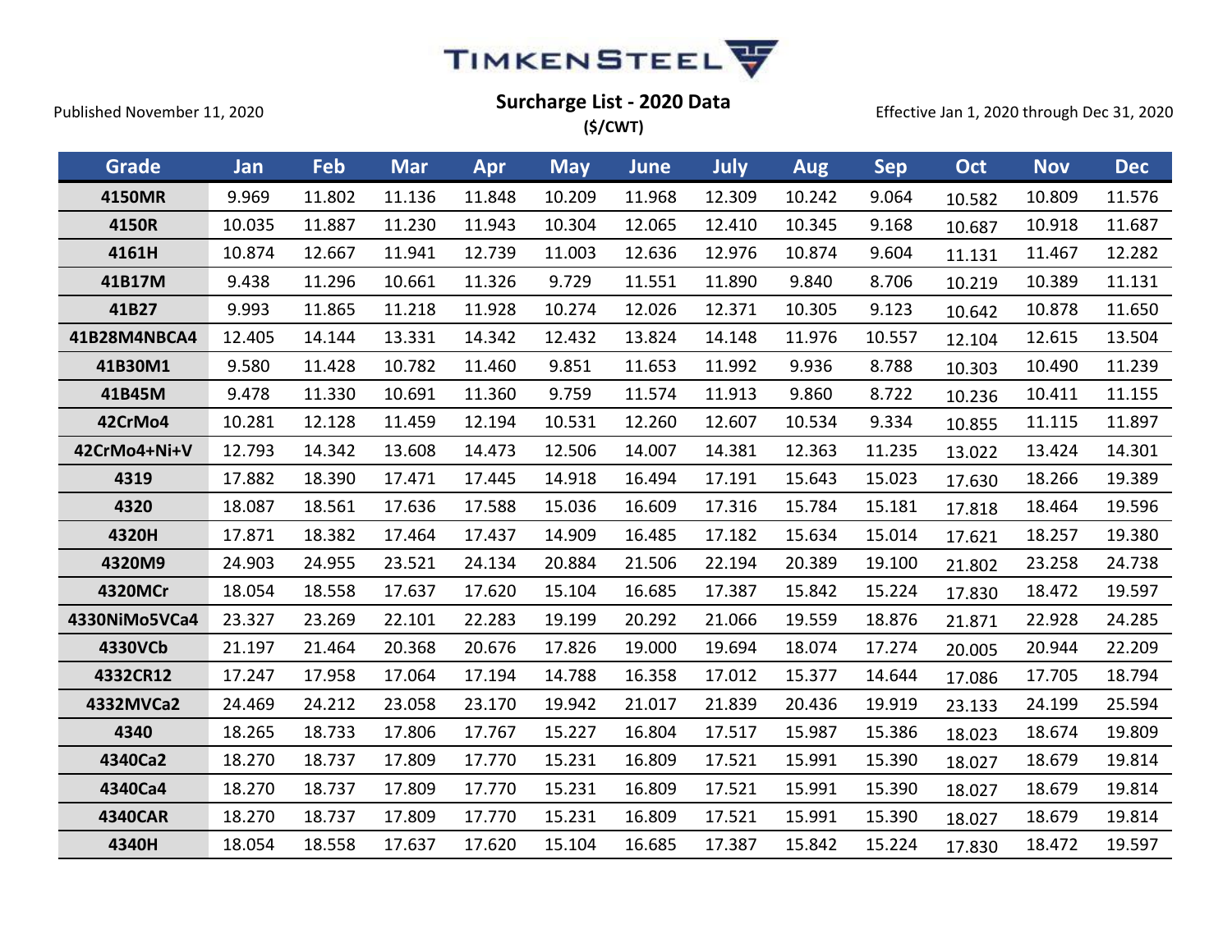TIMKENSTEEL

Published November 11, 2020

## Surcharge List - 2020 Data

**($/CWT)**

Effective Jan 1, 2020 through Dec 31, 2020

| Grade | Jan | Feb | Mar | Apr | May | June | July | Aug | Sep | Oct | Nov | Dec |
|---|---|---|---|---|---|---|---|---|---|---|---|---|
| 4150MR | 9.969 | 11.802 | 11.136 | 11.848 | 10.209 | 11.968 | 12.309 | 10.242 | 9.064 | 10.582 | 10.809 | 11.576 |
| 4150R | 10.035 | 11.887 | 11.230 | 11.943 | 10.304 | 12.065 | 12.410 | 10.345 | 9.168 | 10.687 | 10.918 | 11.687 |
| 4161H | 10.874 | 12.667 | 11.941 | 12.739 | 11.003 | 12.636 | 12.976 | 10.874 | 9.604 | 11.131 | 11.467 | 12.282 |
| 41B17M | 9.438 | 11.296 | 10.661 | 11.326 | 9.729 | 11.551 | 11.890 | 9.840 | 8.706 | 10.219 | 10.389 | 11.131 |
| 41B27 | 9.993 | 11.865 | 11.218 | 11.928 | 10.274 | 12.026 | 12.371 | 10.305 | 9.123 | 10.642 | 10.878 | 11.650 |
| 41B28M4NBCA4 | 12.405 | 14.144 | 13.331 | 14.342 | 12.432 | 13.824 | 14.148 | 11.976 | 10.557 | 12.104 | 12.615 | 13.504 |
| 41B30M1 | 9.580 | 11.428 | 10.782 | 11.460 | 9.851 | 11.653 | 11.992 | 9.936 | 8.788 | 10.303 | 10.490 | 11.239 |
| 41B45M | 9.478 | 11.330 | 10.691 | 11.360 | 9.759 | 11.574 | 11.913 | 9.860 | 8.722 | 10.236 | 10.411 | 11.155 |
| 42CrMo4 | 10.281 | 12.128 | 11.459 | 12.194 | 10.531 | 12.260 | 12.607 | 10.534 | 9.334 | 10.855 | 11.115 | 11.897 |
| 42CrMo4+Ni+V | 12.793 | 14.342 | 13.608 | 14.473 | 12.506 | 14.007 | 14.381 | 12.363 | 11.235 | 13.022 | 13.424 | 14.301 |
| 4319 | 17.882 | 18.390 | 17.471 | 17.445 | 14.918 | 16.494 | 17.191 | 15.643 | 15.023 | 17.630 | 18.266 | 19.389 |
| 4320 | 18.087 | 18.561 | 17.636 | 17.588 | 15.036 | 16.609 | 17.316 | 15.784 | 15.181 | 17.818 | 18.464 | 19.596 |
| 4320H | 17.871 | 18.382 | 17.464 | 17.437 | 14.909 | 16.485 | 17.182 | 15.634 | 15.014 | 17.621 | 18.257 | 19.380 |
| 4320M9 | 24.903 | 24.955 | 23.521 | 24.134 | 20.884 | 21.506 | 22.194 | 20.389 | 19.100 | 21.802 | 23.258 | 24.738 |
| 4320MCr | 18.054 | 18.558 | 17.637 | 17.620 | 15.104 | 16.685 | 17.387 | 15.842 | 15.224 | 17.830 | 18.472 | 19.597 |
| 4330NiMo5VCa4 | 23.327 | 23.269 | 22.101 | 22.283 | 19.199 | 20.292 | 21.066 | 19.559 | 18.876 | 21.871 | 22.928 | 24.285 |
| 4330VCb | 21.197 | 21.464 | 20.368 | 20.676 | 17.826 | 19.000 | 19.694 | 18.074 | 17.274 | 20.005 | 20.944 | 22.209 |
| 4332CR12 | 17.247 | 17.958 | 17.064 | 17.194 | 14.788 | 16.358 | 17.012 | 15.377 | 14.644 | 17.086 | 17.705 | 18.794 |
| 4332MVCa2 | 24.469 | 24.212 | 23.058 | 23.170 | 19.942 | 21.017 | 21.839 | 20.436 | 19.919 | 23.133 | 24.199 | 25.594 |
| 4340 | 18.265 | 18.733 | 17.806 | 17.767 | 15.227 | 16.804 | 17.517 | 15.987 | 15.386 | 18.023 | 18.674 | 19.809 |
| 4340Ca2 | 18.270 | 18.737 | 17.809 | 17.770 | 15.231 | 16.809 | 17.521 | 15.991 | 15.390 | 18.027 | 18.679 | 19.814 |
| 4340Ca4 | 18.270 | 18.737 | 17.809 | 17.770 | 15.231 | 16.809 | 17.521 | 15.991 | 15.390 | 18.027 | 18.679 | 19.814 |
| 4340CAR | 18.270 | 18.737 | 17.809 | 17.770 | 15.231 | 16.809 | 17.521 | 15.991 | 15.390 | 18.027 | 18.679 | 19.814 |
| 4340H | 18.054 | 18.558 | 17.637 | 17.620 | 15.104 | 16.685 | 17.387 | 15.842 | 15.224 | 17.830 | 18.472 | 19.597 |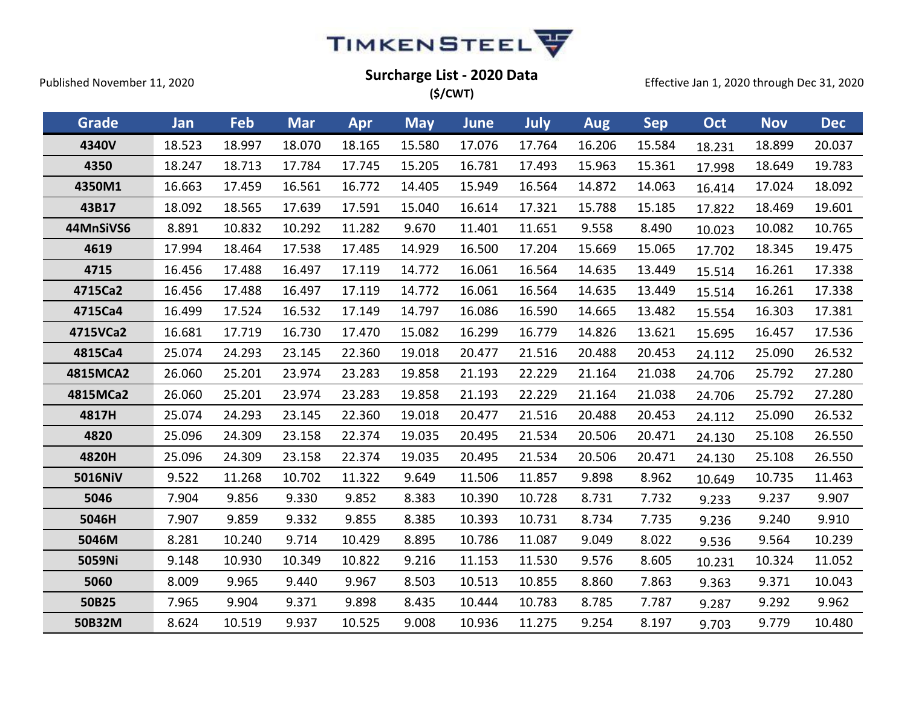TIMKENSTEEL

Published November 11, 2020

## Surcharge List - 2020 Data
($/CWT)

Effective Jan 1, 2020 through Dec 31, 2020

| Grade | Jan | Feb | Mar | Apr | May | June | July | Aug | Sep | Oct | Nov | Dec |
|---|---|---|---|---|---|---|---|---|---|---|---|---|
| 4340V | 18.523 | 18.997 | 18.070 | 18.165 | 15.580 | 17.076 | 17.764 | 16.206 | 15.584 | 18.231 | 18.899 | 20.037 |
| 4350 | 18.247 | 18.713 | 17.784 | 17.745 | 15.205 | 16.781 | 17.493 | 15.963 | 15.361 | 17.998 | 18.649 | 19.783 |
| 4350M1 | 16.663 | 17.459 | 16.561 | 16.772 | 14.405 | 15.949 | 16.564 | 14.872 | 14.063 | 16.414 | 17.024 | 18.092 |
| 43B17 | 18.092 | 18.565 | 17.639 | 17.591 | 15.040 | 16.614 | 17.321 | 15.788 | 15.185 | 17.822 | 18.469 | 19.601 |
| 44MnSiVS6 | 8.891 | 10.832 | 10.292 | 11.282 | 9.670 | 11.401 | 11.651 | 9.558 | 8.490 | 10.023 | 10.082 | 10.765 |
| 4619 | 17.994 | 18.464 | 17.538 | 17.485 | 14.929 | 16.500 | 17.204 | 15.669 | 15.065 | 17.702 | 18.345 | 19.475 |
| 4715 | 16.456 | 17.488 | 16.497 | 17.119 | 14.772 | 16.061 | 16.564 | 14.635 | 13.449 | 15.514 | 16.261 | 17.338 |
| 4715Ca2 | 16.456 | 17.488 | 16.497 | 17.119 | 14.772 | 16.061 | 16.564 | 14.635 | 13.449 | 15.514 | 16.261 | 17.338 |
| 4715Ca4 | 16.499 | 17.524 | 16.532 | 17.149 | 14.797 | 16.086 | 16.590 | 14.665 | 13.482 | 15.554 | 16.303 | 17.381 |
| 4715VCa2 | 16.681 | 17.719 | 16.730 | 17.470 | 15.082 | 16.299 | 16.779 | 14.826 | 13.621 | 15.695 | 16.457 | 17.536 |
| 4815Ca4 | 25.074 | 24.293 | 23.145 | 22.360 | 19.018 | 20.477 | 21.516 | 20.488 | 20.453 | 24.112 | 25.090 | 26.532 |
| 4815MCA2 | 26.060 | 25.201 | 23.974 | 23.283 | 19.858 | 21.193 | 22.229 | 21.164 | 21.038 | 24.706 | 25.792 | 27.280 |
| 4815MCa2 | 26.060 | 25.201 | 23.974 | 23.283 | 19.858 | 21.193 | 22.229 | 21.164 | 21.038 | 24.706 | 25.792 | 27.280 |
| 4817H | 25.074 | 24.293 | 23.145 | 22.360 | 19.018 | 20.477 | 21.516 | 20.488 | 20.453 | 24.112 | 25.090 | 26.532 |
| 4820 | 25.096 | 24.309 | 23.158 | 22.374 | 19.035 | 20.495 | 21.534 | 20.506 | 20.471 | 24.130 | 25.108 | 26.550 |
| 4820H | 25.096 | 24.309 | 23.158 | 22.374 | 19.035 | 20.495 | 21.534 | 20.506 | 20.471 | 24.130 | 25.108 | 26.550 |
| 5016NiV | 9.522 | 11.268 | 10.702 | 11.322 | 9.649 | 11.506 | 11.857 | 9.898 | 8.962 | 10.649 | 10.735 | 11.463 |
| 5046 | 7.904 | 9.856 | 9.330 | 9.852 | 8.383 | 10.390 | 10.728 | 8.731 | 7.732 | 9.233 | 9.237 | 9.907 |
| 5046H | 7.907 | 9.859 | 9.332 | 9.855 | 8.385 | 10.393 | 10.731 | 8.734 | 7.735 | 9.236 | 9.240 | 9.910 |
| 5046M | 8.281 | 10.240 | 9.714 | 10.429 | 8.895 | 10.786 | 11.087 | 9.049 | 8.022 | 9.536 | 9.564 | 10.239 |
| 5059Ni | 9.148 | 10.930 | 10.349 | 10.822 | 9.216 | 11.153 | 11.530 | 9.576 | 8.605 | 10.231 | 10.324 | 11.052 |
| 5060 | 8.009 | 9.965 | 9.440 | 9.967 | 8.503 | 10.513 | 10.855 | 8.860 | 7.863 | 9.363 | 9.371 | 10.043 |
| 50B25 | 7.965 | 9.904 | 9.371 | 9.898 | 8.435 | 10.444 | 10.783 | 8.785 | 7.787 | 9.287 | 9.292 | 9.962 |
| 50B32M | 8.624 | 10.519 | 9.937 | 10.525 | 9.008 | 10.936 | 11.275 | 9.254 | 8.197 | 9.703 | 9.779 | 10.480 |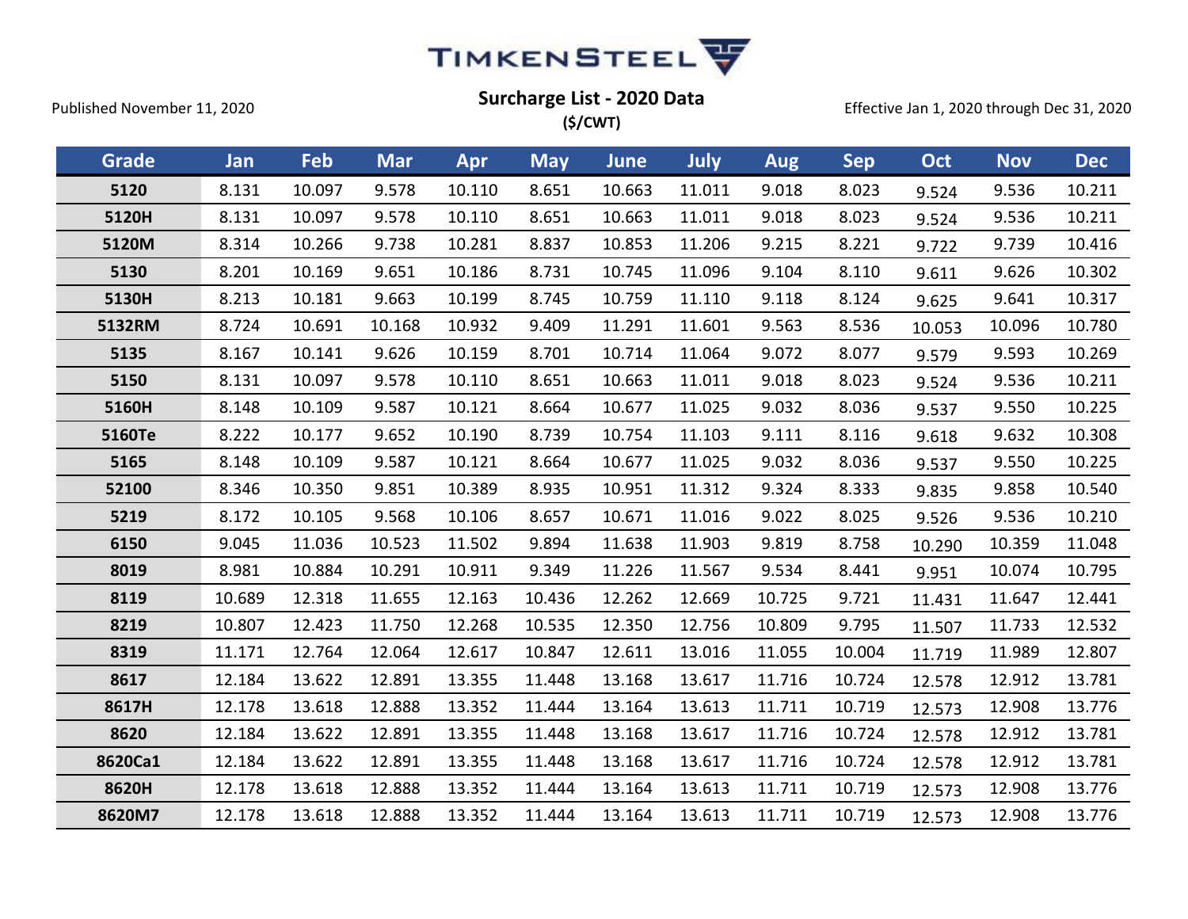TIMKENSTEEL

Published November 11, 2020

**Surcharge List - 2020 Data**
**($/CWT)**

Effective Jan 1, 2020 through Dec 31, 2020

| Grade | Jan | Feb | Mar | Apr | May | June | July | Aug | Sep | Oct | Nov | Dec |
|---|---|---|---|---|---|---|---|---|---|---|---|---|
| 5120 | 8.131 | 10.097 | 9.578 | 10.110 | 8.651 | 10.663 | 11.011 | 9.018 | 8.023 | 9.524 | 9.536 | 10.211 |
| 5120H | 8.131 | 10.097 | 9.578 | 10.110 | 8.651 | 10.663 | 11.011 | 9.018 | 8.023 | 9.524 | 9.536 | 10.211 |
| 5120M | 8.314 | 10.266 | 9.738 | 10.281 | 8.837 | 10.853 | 11.206 | 9.215 | 8.221 | 9.722 | 9.739 | 10.416 |
| 5130 | 8.201 | 10.169 | 9.651 | 10.186 | 8.731 | 10.745 | 11.096 | 9.104 | 8.110 | 9.611 | 9.626 | 10.302 |
| 5130H | 8.213 | 10.181 | 9.663 | 10.199 | 8.745 | 10.759 | 11.110 | 9.118 | 8.124 | 9.625 | 9.641 | 10.317 |
| 5132RM | 8.724 | 10.691 | 10.168 | 10.932 | 9.409 | 11.291 | 11.601 | 9.563 | 8.536 | 10.053 | 10.096 | 10.780 |
| 5135 | 8.167 | 10.141 | 9.626 | 10.159 | 8.701 | 10.714 | 11.064 | 9.072 | 8.077 | 9.579 | 9.593 | 10.269 |
| 5150 | 8.131 | 10.097 | 9.578 | 10.110 | 8.651 | 10.663 | 11.011 | 9.018 | 8.023 | 9.524 | 9.536 | 10.211 |
| 5160H | 8.148 | 10.109 | 9.587 | 10.121 | 8.664 | 10.677 | 11.025 | 9.032 | 8.036 | 9.537 | 9.550 | 10.225 |
| 5160Te | 8.222 | 10.177 | 9.652 | 10.190 | 8.739 | 10.754 | 11.103 | 9.111 | 8.116 | 9.618 | 9.632 | 10.308 |
| 5165 | 8.148 | 10.109 | 9.587 | 10.121 | 8.664 | 10.677 | 11.025 | 9.032 | 8.036 | 9.537 | 9.550 | 10.225 |
| 52100 | 8.346 | 10.350 | 9.851 | 10.389 | 8.935 | 10.951 | 11.312 | 9.324 | 8.333 | 9.835 | 9.858 | 10.540 |
| 5219 | 8.172 | 10.105 | 9.568 | 10.106 | 8.657 | 10.671 | 11.016 | 9.022 | 8.025 | 9.526 | 9.536 | 10.210 |
| 6150 | 9.045 | 11.036 | 10.523 | 11.502 | 9.894 | 11.638 | 11.903 | 9.819 | 8.758 | 10.290 | 10.359 | 11.048 |
| 8019 | 8.981 | 10.884 | 10.291 | 10.911 | 9.349 | 11.226 | 11.567 | 9.534 | 8.441 | 9.951 | 10.074 | 10.795 |
| 8119 | 10.689 | 12.318 | 11.655 | 12.163 | 10.436 | 12.262 | 12.669 | 10.725 | 9.721 | 11.431 | 11.647 | 12.441 |
| 8219 | 10.807 | 12.423 | 11.750 | 12.268 | 10.535 | 12.350 | 12.756 | 10.809 | 9.795 | 11.507 | 11.733 | 12.532 |
| 8319 | 11.171 | 12.764 | 12.064 | 12.617 | 10.847 | 12.611 | 13.016 | 11.055 | 10.004 | 11.719 | 11.989 | 12.807 |
| 8617 | 12.184 | 13.622 | 12.891 | 13.355 | 11.448 | 13.168 | 13.617 | 11.716 | 10.724 | 12.578 | 12.912 | 13.781 |
| 8617H | 12.178 | 13.618 | 12.888 | 13.352 | 11.444 | 13.164 | 13.613 | 11.711 | 10.719 | 12.573 | 12.908 | 13.776 |
| 8620 | 12.184 | 13.622 | 12.891 | 13.355 | 11.448 | 13.168 | 13.617 | 11.716 | 10.724 | 12.578 | 12.912 | 13.781 |
| 8620Ca1 | 12.184 | 13.622 | 12.891 | 13.355 | 11.448 | 13.168 | 13.617 | 11.716 | 10.724 | 12.578 | 12.912 | 13.781 |
| 8620H | 12.178 | 13.618 | 12.888 | 13.352 | 11.444 | 13.164 | 13.613 | 11.711 | 10.719 | 12.573 | 12.908 | 13.776 |
| 8620M7 | 12.178 | 13.618 | 12.888 | 13.352 | 11.444 | 13.164 | 13.613 | 11.711 | 10.719 | 12.573 | 12.908 | 13.776 |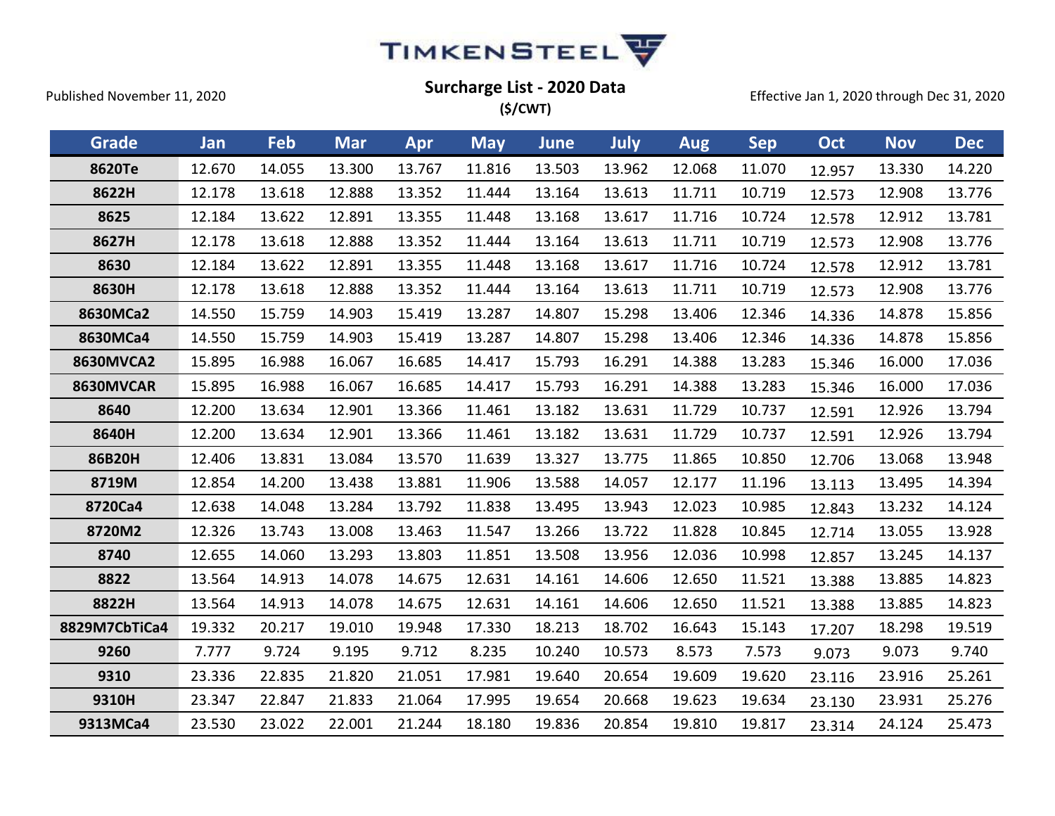TIMKENSTEEL

Published November 11, 2020

## Surcharge List - 2020 Data
**($/CWT)**

Effective Jan 1, 2020 through Dec 31, 2020

| Grade | Jan | Feb | Mar | Apr | May | June | July | Aug | Sep | Oct | Nov | Dec |
|---|---|---|---|---|---|---|---|---|---|---|---|---|
| 8620Te | 12.670 | 14.055 | 13.300 | 13.767 | 11.816 | 13.503 | 13.962 | 12.068 | 11.070 | 12.957 | 13.330 | 14.220 |
| 8622H | 12.178 | 13.618 | 12.888 | 13.352 | 11.444 | 13.164 | 13.613 | 11.711 | 10.719 | 12.573 | 12.908 | 13.776 |
| 8625 | 12.184 | 13.622 | 12.891 | 13.355 | 11.448 | 13.168 | 13.617 | 11.716 | 10.724 | 12.578 | 12.912 | 13.781 |
| 8627H | 12.178 | 13.618 | 12.888 | 13.352 | 11.444 | 13.164 | 13.613 | 11.711 | 10.719 | 12.573 | 12.908 | 13.776 |
| 8630 | 12.184 | 13.622 | 12.891 | 13.355 | 11.448 | 13.168 | 13.617 | 11.716 | 10.724 | 12.578 | 12.912 | 13.781 |
| 8630H | 12.178 | 13.618 | 12.888 | 13.352 | 11.444 | 13.164 | 13.613 | 11.711 | 10.719 | 12.573 | 12.908 | 13.776 |
| 8630MCa2 | 14.550 | 15.759 | 14.903 | 15.419 | 13.287 | 14.807 | 15.298 | 13.406 | 12.346 | 14.336 | 14.878 | 15.856 |
| 8630MCa4 | 14.550 | 15.759 | 14.903 | 15.419 | 13.287 | 14.807 | 15.298 | 13.406 | 12.346 | 14.336 | 14.878 | 15.856 |
| 8630MVCA2 | 15.895 | 16.988 | 16.067 | 16.685 | 14.417 | 15.793 | 16.291 | 14.388 | 13.283 | 15.346 | 16.000 | 17.036 |
| 8630MVCAR | 15.895 | 16.988 | 16.067 | 16.685 | 14.417 | 15.793 | 16.291 | 14.388 | 13.283 | 15.346 | 16.000 | 17.036 |
| 8640 | 12.200 | 13.634 | 12.901 | 13.366 | 11.461 | 13.182 | 13.631 | 11.729 | 10.737 | 12.591 | 12.926 | 13.794 |
| 8640H | 12.200 | 13.634 | 12.901 | 13.366 | 11.461 | 13.182 | 13.631 | 11.729 | 10.737 | 12.591 | 12.926 | 13.794 |
| 86B20H | 12.406 | 13.831 | 13.084 | 13.570 | 11.639 | 13.327 | 13.775 | 11.865 | 10.850 | 12.706 | 13.068 | 13.948 |
| 8719M | 12.854 | 14.200 | 13.438 | 13.881 | 11.906 | 13.588 | 14.057 | 12.177 | 11.196 | 13.113 | 13.495 | 14.394 |
| 8720Ca4 | 12.638 | 14.048 | 13.284 | 13.792 | 11.838 | 13.495 | 13.943 | 12.023 | 10.985 | 12.843 | 13.232 | 14.124 |
| 8720M2 | 12.326 | 13.743 | 13.008 | 13.463 | 11.547 | 13.266 | 13.722 | 11.828 | 10.845 | 12.714 | 13.055 | 13.928 |
| 8740 | 12.655 | 14.060 | 13.293 | 13.803 | 11.851 | 13.508 | 13.956 | 12.036 | 10.998 | 12.857 | 13.245 | 14.137 |
| 8822 | 13.564 | 14.913 | 14.078 | 14.675 | 12.631 | 14.161 | 14.606 | 12.650 | 11.521 | 13.388 | 13.885 | 14.823 |
| 8822H | 13.564 | 14.913 | 14.078 | 14.675 | 12.631 | 14.161 | 14.606 | 12.650 | 11.521 | 13.388 | 13.885 | 14.823 |
| 8829M7CbTiCa4 | 19.332 | 20.217 | 19.010 | 19.948 | 17.330 | 18.213 | 18.702 | 16.643 | 15.143 | 17.207 | 18.298 | 19.519 |
| 9260 | 7.777 | 9.724 | 9.195 | 9.712 | 8.235 | 10.240 | 10.573 | 8.573 | 7.573 | 9.073 | 9.073 | 9.740 |
| 9310 | 23.336 | 22.835 | 21.820 | 21.051 | 17.981 | 19.640 | 20.654 | 19.609 | 19.620 | 23.116 | 23.916 | 25.261 |
| 9310H | 23.347 | 22.847 | 21.833 | 21.064 | 17.995 | 19.654 | 20.668 | 19.623 | 19.634 | 23.130 | 23.931 | 25.276 |
| 9313MCa4 | 23.530 | 23.022 | 22.001 | 21.244 | 18.180 | 19.836 | 20.854 | 19.810 | 19.817 | 23.314 | 24.124 | 25.473 |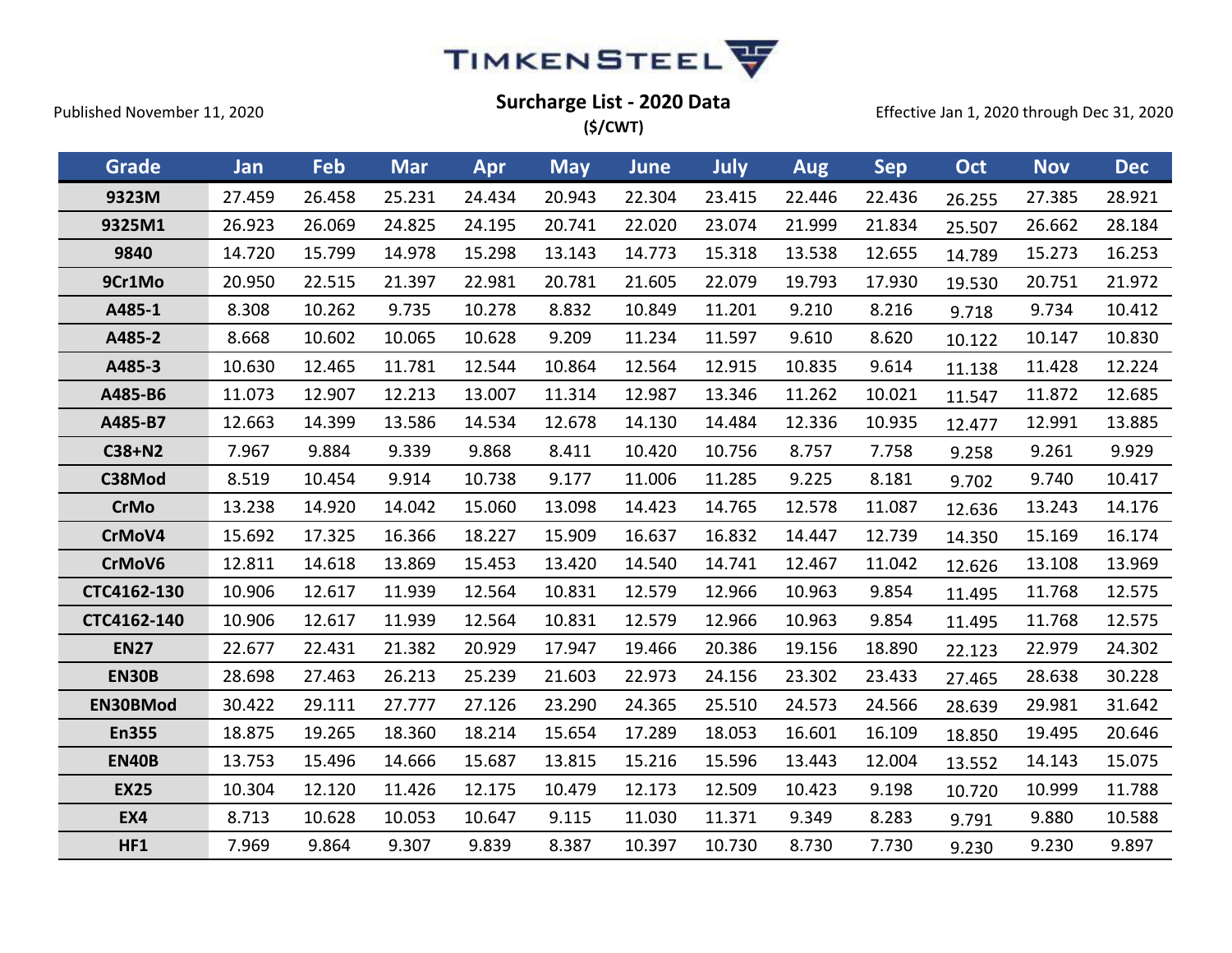TIMKENSTEEL

Published November 11, 2020

## Surcharge List - 2020 Data

**($/CWT)**

Effective Jan 1, 2020 through Dec 31, 2020

| Grade | Jan | Feb | Mar | Apr | May | June | July | Aug | Sep | Oct | Nov | Dec |
|---|---|---|---|---|---|---|---|---|---|---|---|---|
| **9323M** | 27.459 | 26.458 | 25.231 | 24.434 | 20.943 | 22.304 | 23.415 | 22.446 | 22.436 | 26.255 | 27.385 | 28.921 |
| **9325M1** | 26.923 | 26.069 | 24.825 | 24.195 | 20.741 | 22.020 | 23.074 | 21.999 | 21.834 | 25.507 | 26.662 | 28.184 |
| **9840** | 14.720 | 15.799 | 14.978 | 15.298 | 13.143 | 14.773 | 15.318 | 13.538 | 12.655 | 14.789 | 15.273 | 16.253 |
| **9Cr1Mo** | 20.950 | 22.515 | 21.397 | 22.981 | 20.781 | 21.605 | 22.079 | 19.793 | 17.930 | 19.530 | 20.751 | 21.972 |
| **A485-1** | 8.308 | 10.262 | 9.735 | 10.278 | 8.832 | 10.849 | 11.201 | 9.210 | 8.216 | 9.718 | 9.734 | 10.412 |
| **A485-2** | 8.668 | 10.602 | 10.065 | 10.628 | 9.209 | 11.234 | 11.597 | 9.610 | 8.620 | 10.122 | 10.147 | 10.830 |
| **A485-3** | 10.630 | 12.465 | 11.781 | 12.544 | 10.864 | 12.564 | 12.915 | 10.835 | 9.614 | 11.138 | 11.428 | 12.224 |
| **A485-B6** | 11.073 | 12.907 | 12.213 | 13.007 | 11.314 | 12.987 | 13.346 | 11.262 | 10.021 | 11.547 | 11.872 | 12.685 |
| **A485-B7** | 12.663 | 14.399 | 13.586 | 14.534 | 12.678 | 14.130 | 14.484 | 12.336 | 10.935 | 12.477 | 12.991 | 13.885 |
| **C38+N2** | 7.967 | 9.884 | 9.339 | 9.868 | 8.411 | 10.420 | 10.756 | 8.757 | 7.758 | 9.258 | 9.261 | 9.929 |
| **C38Mod** | 8.519 | 10.454 | 9.914 | 10.738 | 9.177 | 11.006 | 11.285 | 9.225 | 8.181 | 9.702 | 9.740 | 10.417 |
| **CrMo** | 13.238 | 14.920 | 14.042 | 15.060 | 13.098 | 14.423 | 14.765 | 12.578 | 11.087 | 12.636 | 13.243 | 14.176 |
| **CrMoV4** | 15.692 | 17.325 | 16.366 | 18.227 | 15.909 | 16.637 | 16.832 | 14.447 | 12.739 | 14.350 | 15.169 | 16.174 |
| **CrMoV6** | 12.811 | 14.618 | 13.869 | 15.453 | 13.420 | 14.540 | 14.741 | 12.467 | 11.042 | 12.626 | 13.108 | 13.969 |
| **CTC4162-130** | 10.906 | 12.617 | 11.939 | 12.564 | 10.831 | 12.579 | 12.966 | 10.963 | 9.854 | 11.495 | 11.768 | 12.575 |
| **CTC4162-140** | 10.906 | 12.617 | 11.939 | 12.564 | 10.831 | 12.579 | 12.966 | 10.963 | 9.854 | 11.495 | 11.768 | 12.575 |
| **EN27** | 22.677 | 22.431 | 21.382 | 20.929 | 17.947 | 19.466 | 20.386 | 19.156 | 18.890 | 22.123 | 22.979 | 24.302 |
| **EN30B** | 28.698 | 27.463 | 26.213 | 25.239 | 21.603 | 22.973 | 24.156 | 23.302 | 23.433 | 27.465 | 28.638 | 30.228 |
| **EN30BMod** | 30.422 | 29.111 | 27.777 | 27.126 | 23.290 | 24.365 | 25.510 | 24.573 | 24.566 | 28.639 | 29.981 | 31.642 |
| **En355** | 18.875 | 19.265 | 18.360 | 18.214 | 15.654 | 17.289 | 18.053 | 16.601 | 16.109 | 18.850 | 19.495 | 20.646 |
| **EN40B** | 13.753 | 15.496 | 14.666 | 15.687 | 13.815 | 15.216 | 15.596 | 13.443 | 12.004 | 13.552 | 14.143 | 15.075 |
| **EX25** | 10.304 | 12.120 | 11.426 | 12.175 | 10.479 | 12.173 | 12.509 | 10.423 | 9.198 | 10.720 | 10.999 | 11.788 |
| **EX4** | 8.713 | 10.628 | 10.053 | 10.647 | 9.115 | 11.030 | 11.371 | 9.349 | 8.283 | 9.791 | 9.880 | 10.588 |
| **HF1** | 7.969 | 9.864 | 9.307 | 9.839 | 8.387 | 10.397 | 10.730 | 8.730 | 7.730 | 9.230 | 9.230 | 9.897 |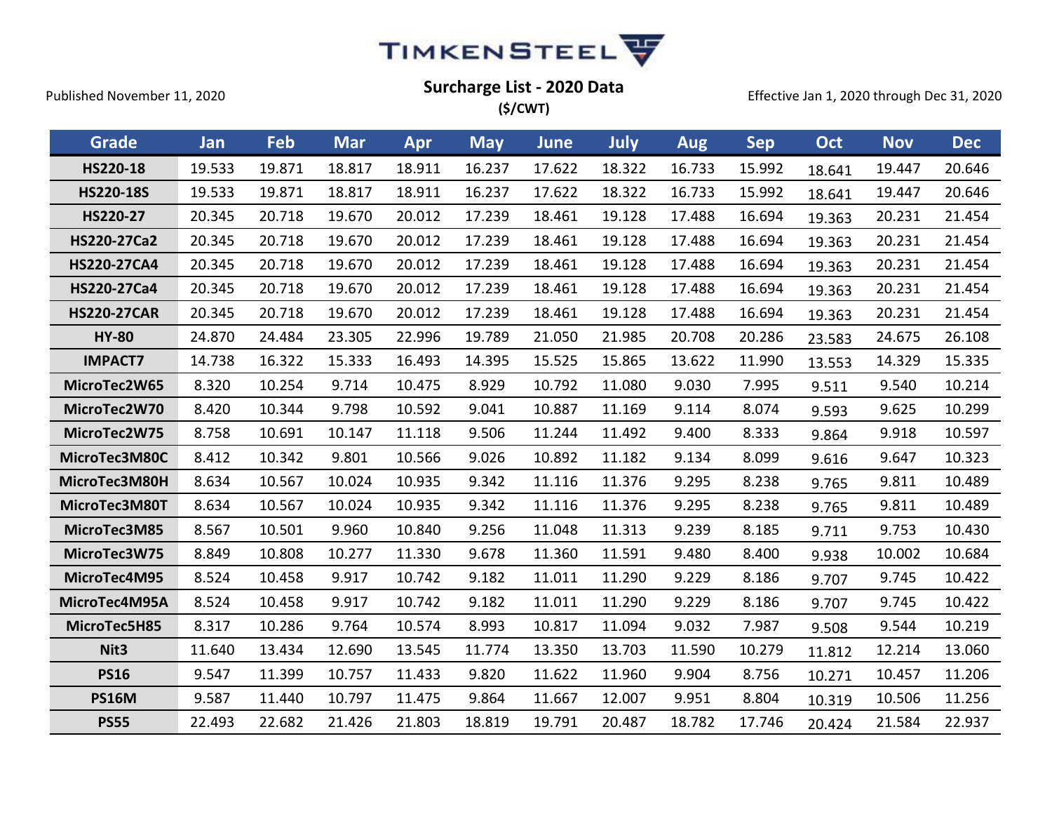TIMKENSTEEL

Published November 11, 2020

## Surcharge List - 2020 Data

**($/CWT)**

Effective Jan 1, 2020 through Dec 31, 2020

| Grade | Jan | Feb | Mar | Apr | May | June | July | Aug | Sep | Oct | Nov | Dec |
|---|---|---|---|---|---|---|---|---|---|---|---|---|
| HS220-18 | 19.533 | 19.871 | 18.817 | 18.911 | 16.237 | 17.622 | 18.322 | 16.733 | 15.992 | 18.641 | 19.447 | 20.646 |
| HS220-18S | 19.533 | 19.871 | 18.817 | 18.911 | 16.237 | 17.622 | 18.322 | 16.733 | 15.992 | 18.641 | 19.447 | 20.646 |
| HS220-27 | 20.345 | 20.718 | 19.670 | 20.012 | 17.239 | 18.461 | 19.128 | 17.488 | 16.694 | 19.363 | 20.231 | 21.454 |
| HS220-27Ca2 | 20.345 | 20.718 | 19.670 | 20.012 | 17.239 | 18.461 | 19.128 | 17.488 | 16.694 | 19.363 | 20.231 | 21.454 |
| HS220-27CA4 | 20.345 | 20.718 | 19.670 | 20.012 | 17.239 | 18.461 | 19.128 | 17.488 | 16.694 | 19.363 | 20.231 | 21.454 |
| HS220-27Ca4 | 20.345 | 20.718 | 19.670 | 20.012 | 17.239 | 18.461 | 19.128 | 17.488 | 16.694 | 19.363 | 20.231 | 21.454 |
| HS220-27CAR | 20.345 | 20.718 | 19.670 | 20.012 | 17.239 | 18.461 | 19.128 | 17.488 | 16.694 | 19.363 | 20.231 | 21.454 |
| HY-80 | 24.870 | 24.484 | 23.305 | 22.996 | 19.789 | 21.050 | 21.985 | 20.708 | 20.286 | 23.583 | 24.675 | 26.108 |
| IMPACT7 | 14.738 | 16.322 | 15.333 | 16.493 | 14.395 | 15.525 | 15.865 | 13.622 | 11.990 | 13.553 | 14.329 | 15.335 |
| MicroTec2W65 | 8.320 | 10.254 | 9.714 | 10.475 | 8.929 | 10.792 | 11.080 | 9.030 | 7.995 | 9.511 | 9.540 | 10.214 |
| MicroTec2W70 | 8.420 | 10.344 | 9.798 | 10.592 | 9.041 | 10.887 | 11.169 | 9.114 | 8.074 | 9.593 | 9.625 | 10.299 |
| MicroTec2W75 | 8.758 | 10.691 | 10.147 | 11.118 | 9.506 | 11.244 | 11.492 | 9.400 | 8.333 | 9.864 | 9.918 | 10.597 |
| MicroTec3M80C | 8.412 | 10.342 | 9.801 | 10.566 | 9.026 | 10.892 | 11.182 | 9.134 | 8.099 | 9.616 | 9.647 | 10.323 |
| MicroTec3M80H | 8.634 | 10.567 | 10.024 | 10.935 | 9.342 | 11.116 | 11.376 | 9.295 | 8.238 | 9.765 | 9.811 | 10.489 |
| MicroTec3M80T | 8.634 | 10.567 | 10.024 | 10.935 | 9.342 | 11.116 | 11.376 | 9.295 | 8.238 | 9.765 | 9.811 | 10.489 |
| MicroTec3M85 | 8.567 | 10.501 | 9.960 | 10.840 | 9.256 | 11.048 | 11.313 | 9.239 | 8.185 | 9.711 | 9.753 | 10.430 |
| MicroTec3W75 | 8.849 | 10.808 | 10.277 | 11.330 | 9.678 | 11.360 | 11.591 | 9.480 | 8.400 | 9.938 | 10.002 | 10.684 |
| MicroTec4M95 | 8.524 | 10.458 | 9.917 | 10.742 | 9.182 | 11.011 | 11.290 | 9.229 | 8.186 | 9.707 | 9.745 | 10.422 |
| MicroTec4M95A | 8.524 | 10.458 | 9.917 | 10.742 | 9.182 | 11.011 | 11.290 | 9.229 | 8.186 | 9.707 | 9.745 | 10.422 |
| MicroTec5H85 | 8.317 | 10.286 | 9.764 | 10.574 | 8.993 | 10.817 | 11.094 | 9.032 | 7.987 | 9.508 | 9.544 | 10.219 |
| Nit3 | 11.640 | 13.434 | 12.690 | 13.545 | 11.774 | 13.350 | 13.703 | 11.590 | 10.279 | 11.812 | 12.214 | 13.060 |
| PS16 | 9.547 | 11.399 | 10.757 | 11.433 | 9.820 | 11.622 | 11.960 | 9.904 | 8.756 | 10.271 | 10.457 | 11.206 |
| PS16M | 9.587 | 11.440 | 10.797 | 11.475 | 9.864 | 11.667 | 12.007 | 9.951 | 8.804 | 10.319 | 10.506 | 11.256 |
| PS55 | 22.493 | 22.682 | 21.426 | 21.803 | 18.819 | 19.791 | 20.487 | 18.782 | 17.746 | 20.424 | 21.584 | 22.937 |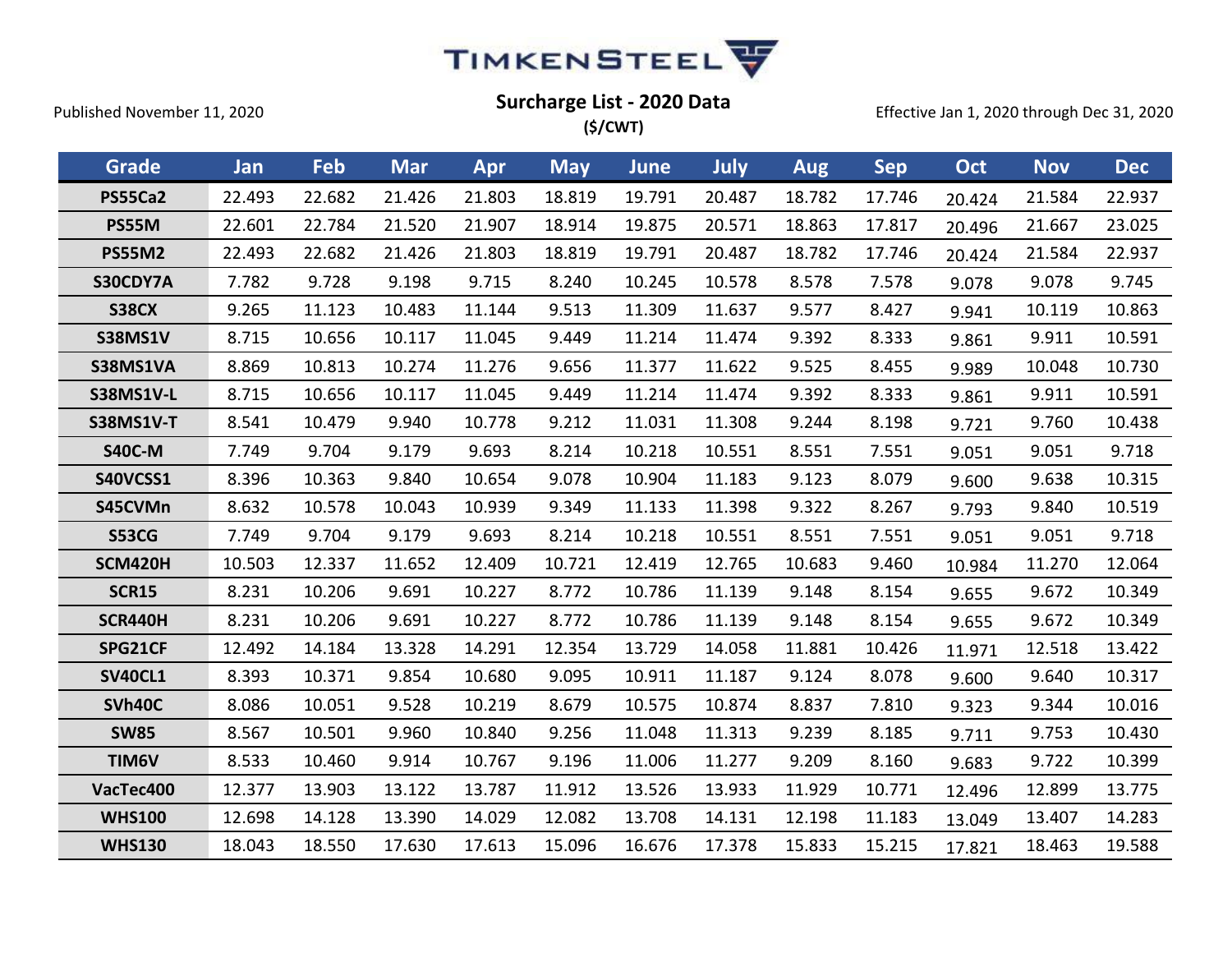# TimkenSteel

Published November 11, 2020

## Surcharge List - 2020 Data

**($/CWT)**

Effective Jan 1, 2020 through Dec 31, 2020

| Grade | Jan | Feb | Mar | Apr | May | June | July | Aug | Sep | Oct | Nov | Dec |
|---|---|---|---|---|---|---|---|---|---|---|---|---|
| PS55Ca2 | 22.493 | 22.682 | 21.426 | 21.803 | 18.819 | 19.791 | 20.487 | 18.782 | 17.746 | 20.424 | 21.584 | 22.937 |
| PS55M | 22.601 | 22.784 | 21.520 | 21.907 | 18.914 | 19.875 | 20.571 | 18.863 | 17.817 | 20.496 | 21.667 | 23.025 |
| PS55M2 | 22.493 | 22.682 | 21.426 | 21.803 | 18.819 | 19.791 | 20.487 | 18.782 | 17.746 | 20.424 | 21.584 | 22.937 |
| S30CDY7A | 7.782 | 9.728 | 9.198 | 9.715 | 8.240 | 10.245 | 10.578 | 8.578 | 7.578 | 9.078 | 9.078 | 9.745 |
| S38CX | 9.265 | 11.123 | 10.483 | 11.144 | 9.513 | 11.309 | 11.637 | 9.577 | 8.427 | 9.941 | 10.119 | 10.863 |
| S38MS1V | 8.715 | 10.656 | 10.117 | 11.045 | 9.449 | 11.214 | 11.474 | 9.392 | 8.333 | 9.861 | 9.911 | 10.591 |
| S38MS1VA | 8.869 | 10.813 | 10.274 | 11.276 | 9.656 | 11.377 | 11.622 | 9.525 | 8.455 | 9.989 | 10.048 | 10.730 |
| S38MS1V-L | 8.715 | 10.656 | 10.117 | 11.045 | 9.449 | 11.214 | 11.474 | 9.392 | 8.333 | 9.861 | 9.911 | 10.591 |
| S38MS1V-T | 8.541 | 10.479 | 9.940 | 10.778 | 9.212 | 11.031 | 11.308 | 9.244 | 8.198 | 9.721 | 9.760 | 10.438 |
| S40C-M | 7.749 | 9.704 | 9.179 | 9.693 | 8.214 | 10.218 | 10.551 | 8.551 | 7.551 | 9.051 | 9.051 | 9.718 |
| S40VCSS1 | 8.396 | 10.363 | 9.840 | 10.654 | 9.078 | 10.904 | 11.183 | 9.123 | 8.079 | 9.600 | 9.638 | 10.315 |
| S45CVMn | 8.632 | 10.578 | 10.043 | 10.939 | 9.349 | 11.133 | 11.398 | 9.322 | 8.267 | 9.793 | 9.840 | 10.519 |
| S53CG | 7.749 | 9.704 | 9.179 | 9.693 | 8.214 | 10.218 | 10.551 | 8.551 | 7.551 | 9.051 | 9.051 | 9.718 |
| SCM420H | 10.503 | 12.337 | 11.652 | 12.409 | 10.721 | 12.419 | 12.765 | 10.683 | 9.460 | 10.984 | 11.270 | 12.064 |
| SCR15 | 8.231 | 10.206 | 9.691 | 10.227 | 8.772 | 10.786 | 11.139 | 9.148 | 8.154 | 9.655 | 9.672 | 10.349 |
| SCR440H | 8.231 | 10.206 | 9.691 | 10.227 | 8.772 | 10.786 | 11.139 | 9.148 | 8.154 | 9.655 | 9.672 | 10.349 |
| SPG21CF | 12.492 | 14.184 | 13.328 | 14.291 | 12.354 | 13.729 | 14.058 | 11.881 | 10.426 | 11.971 | 12.518 | 13.422 |
| SV40CL1 | 8.393 | 10.371 | 9.854 | 10.680 | 9.095 | 10.911 | 11.187 | 9.124 | 8.078 | 9.600 | 9.640 | 10.317 |
| SVh40C | 8.086 | 10.051 | 9.528 | 10.219 | 8.679 | 10.575 | 10.874 | 8.837 | 7.810 | 9.323 | 9.344 | 10.016 |
| SW85 | 8.567 | 10.501 | 9.960 | 10.840 | 9.256 | 11.048 | 11.313 | 9.239 | 8.185 | 9.711 | 9.753 | 10.430 |
| TIM6V | 8.533 | 10.460 | 9.914 | 10.767 | 9.196 | 11.006 | 11.277 | 9.209 | 8.160 | 9.683 | 9.722 | 10.399 |
| VacTec400 | 12.377 | 13.903 | 13.122 | 13.787 | 11.912 | 13.526 | 13.933 | 11.929 | 10.771 | 12.496 | 12.899 | 13.775 |
| WHS100 | 12.698 | 14.128 | 13.390 | 14.029 | 12.082 | 13.708 | 14.131 | 12.198 | 11.183 | 13.049 | 13.407 | 14.283 |
| WHS130 | 18.043 | 18.550 | 17.630 | 17.613 | 15.096 | 16.676 | 17.378 | 15.833 | 15.215 | 17.821 | 18.463 | 19.588 |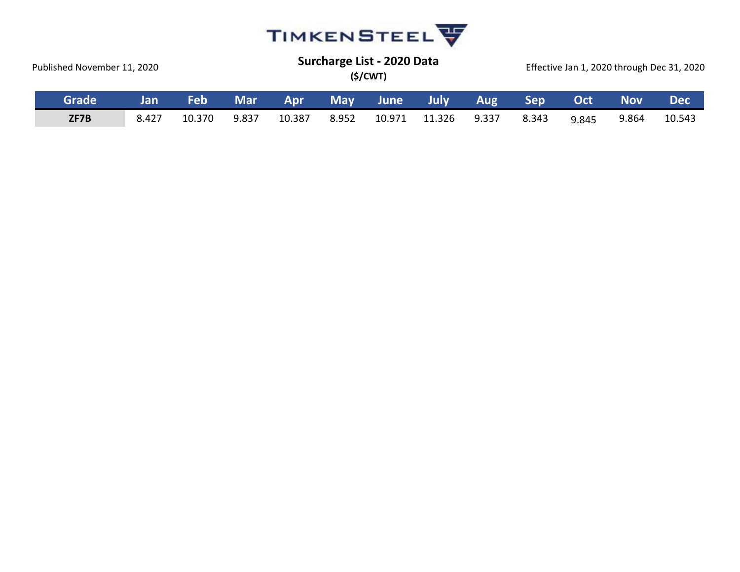TIMKENSTEEL

Published November 11, 2020

**Surcharge List - 2020 Data**

**($/CWT)**

Effective Jan 1, 2020 through Dec 31, 2020

| Grade | Jan | Feb | Mar | Apr | May | June | July | Aug | Sep | Oct | Nov | Dec |
|---|---|---|---|---|---|---|---|---|---|---|---|---|
| **ZF7B** | 8.427 | 10.370 | 9.837 | 10.387 | 8.952 | 10.971 | 11.326 | 9.337 | 8.343 | 9.845 | 9.864 | 10.543 |